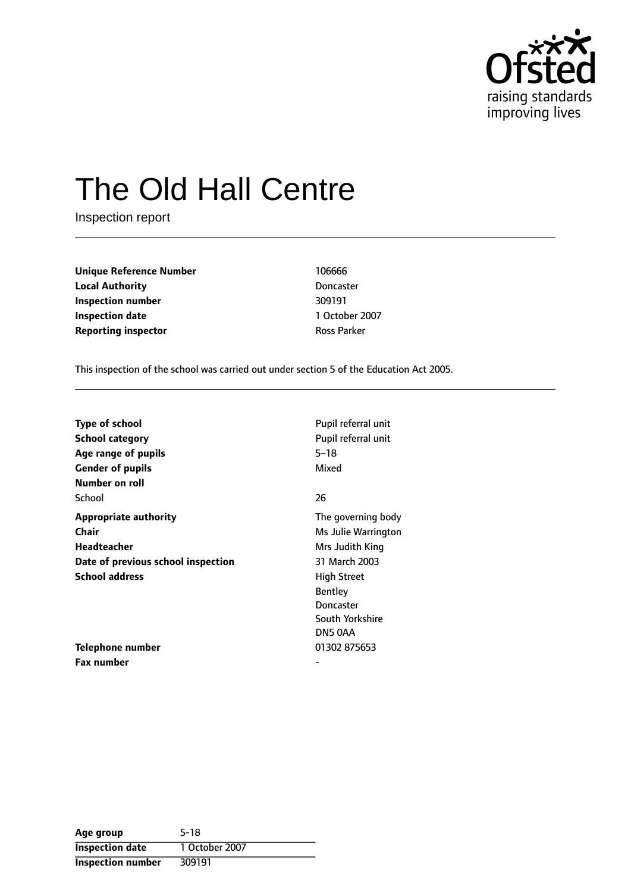Ofsted
raising standards
improving lives

# The Old Hall Centre

Inspection report

| | |
|---|---|
| **Unique Reference Number** | 106666 |
| **Local Authority** | Doncaster |
| **Inspection number** | 309191 |
| **Inspection date** | 1 October 2007 |
| **Reporting inspector** | Ross Parker |

This inspection of the school was carried out under section 5 of the Education Act 2005.

| | |
|---|---|
| **Type of school** | Pupil referral unit |
| **School category** | Pupil referral unit |
| **Age range of pupils** | 5–18 |
| **Gender of pupils** | Mixed |
| **Number on roll** | |
| School | 26 |
| **Appropriate authority** | The governing body |
| **Chair** | Ms Julie Warrington |
| **Headteacher** | Mrs Judith King |
| **Date of previous school inspection** | 31 March 2003 |
| **School address** | High Street<br>Bentley<br>Doncaster<br>South Yorkshire<br>DN5 0AA |
| **Telephone number** | 01302 875653 |
| **Fax number** | - |

| | |
|---|---|
| **Age group** | 5-18 |
| **Inspection date** | 1 October 2007 |
| **Inspection number** | 309191 |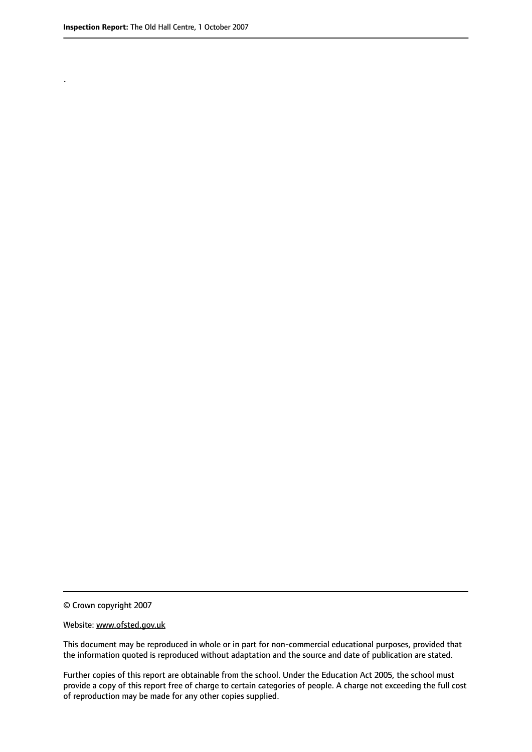.

© Crown copyright 2007

Website: www.ofsted.gov.uk

This document may be reproduced in whole or in part for non-commercial educational purposes, provided that the information quoted is reproduced without adaptation and the source and date of publication are stated.

Further copies of this report are obtainable from the school. Under the Education Act 2005, the school must provide a copy of this report free of charge to certain categories of people. A charge not exceeding the full cost of reproduction may be made for any other copies supplied.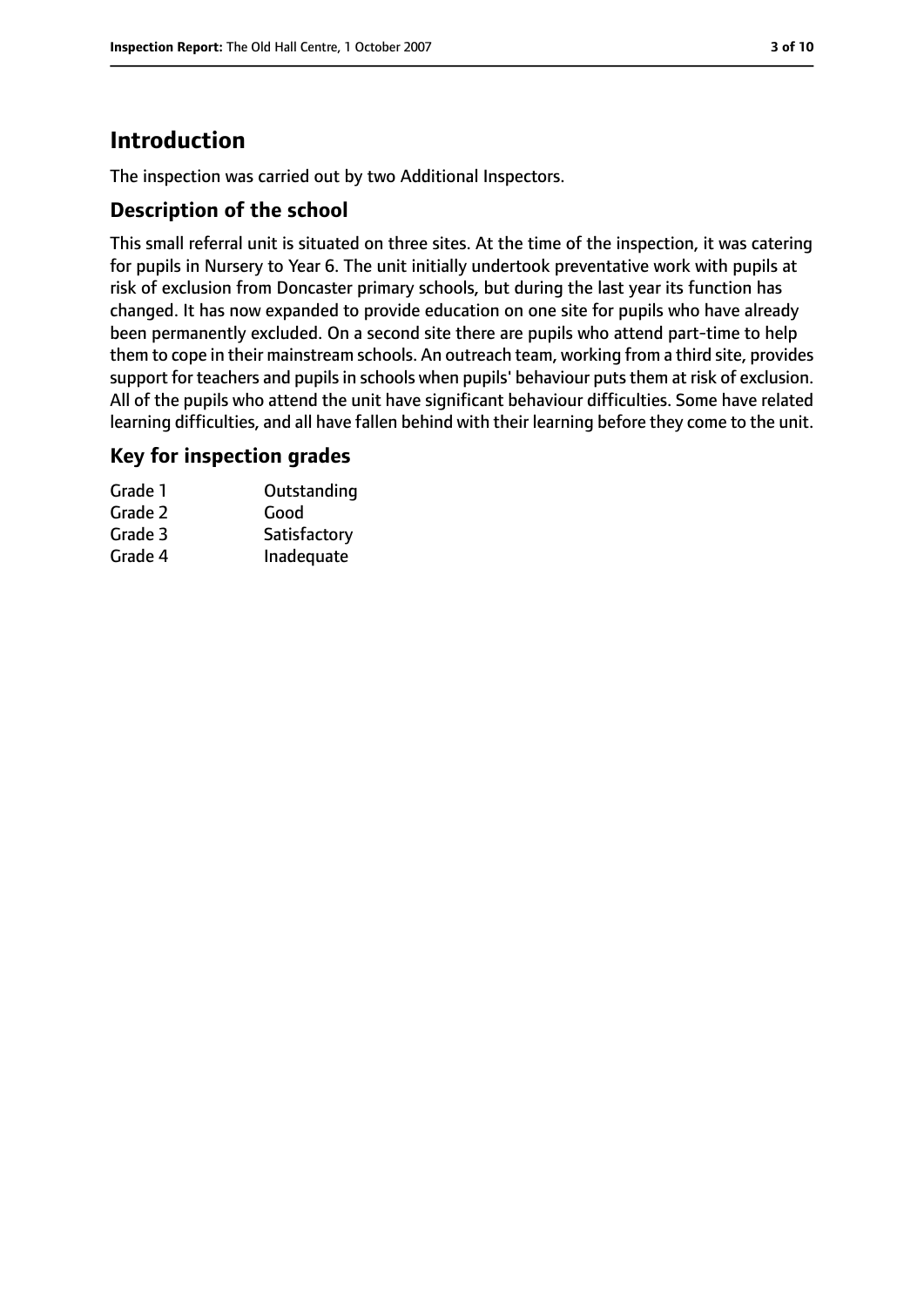# Introduction

The inspection was carried out by two Additional Inspectors.

## Description of the school

This small referral unit is situated on three sites. At the time of the inspection, it was catering for pupils in Nursery to Year 6. The unit initially undertook preventative work with pupils at risk of exclusion from Doncaster primary schools, but during the last year its function has changed. It has now expanded to provide education on one site for pupils who have already been permanently excluded. On a second site there are pupils who attend part-time to help them to cope in their mainstream schools. An outreach team, working from a third site, provides support for teachers and pupils in schools when pupils' behaviour puts them at risk of exclusion. All of the pupils who attend the unit have significant behaviour difficulties. Some have related learning difficulties, and all have fallen behind with their learning before they come to the unit.

## Key for inspection grades

| | |
|---|---|
| Grade 1 | Outstanding |
| Grade 2 | Good |
| Grade 3 | Satisfactory |
| Grade 4 | Inadequate |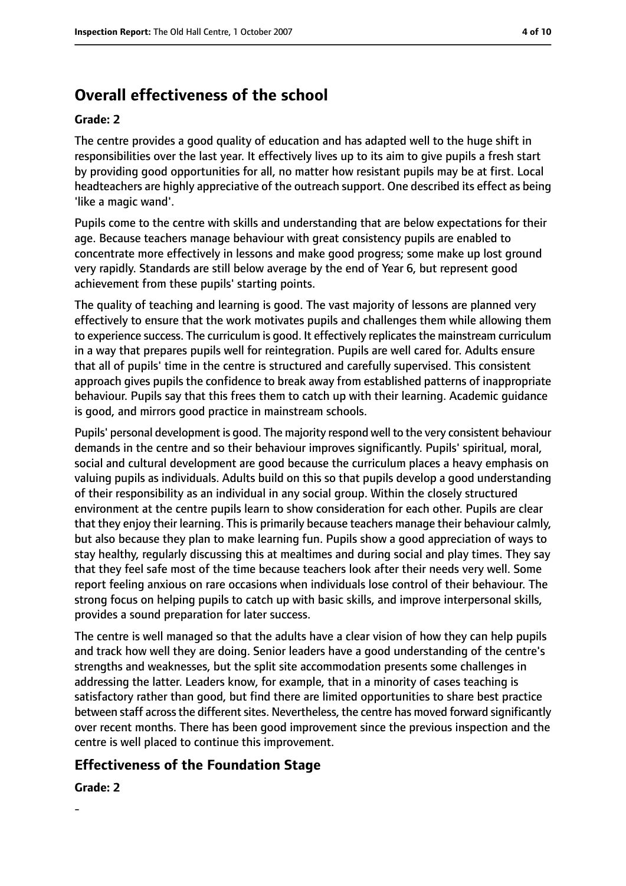## Overall effectiveness of the school

**Grade: 2**

The centre provides a good quality of education and has adapted well to the huge shift in responsibilities over the last year. It effectively lives up to its aim to give pupils a fresh start by providing good opportunities for all, no matter how resistant pupils may be at first. Local headteachers are highly appreciative of the outreach support. One described its effect as being 'like a magic wand'.

Pupils come to the centre with skills and understanding that are below expectations for their age. Because teachers manage behaviour with great consistency pupils are enabled to concentrate more effectively in lessons and make good progress; some make up lost ground very rapidly. Standards are still below average by the end of Year 6, but represent good achievement from these pupils' starting points.

The quality of teaching and learning is good. The vast majority of lessons are planned very effectively to ensure that the work motivates pupils and challenges them while allowing them to experience success. The curriculum is good. It effectively replicates the mainstream curriculum in a way that prepares pupils well for reintegration. Pupils are well cared for. Adults ensure that all of pupils' time in the centre is structured and carefully supervised. This consistent approach gives pupils the confidence to break away from established patterns of inappropriate behaviour. Pupils say that this frees them to catch up with their learning. Academic guidance is good, and mirrors good practice in mainstream schools.

Pupils' personal development is good. The majority respond well to the very consistent behaviour demands in the centre and so their behaviour improves significantly. Pupils' spiritual, moral, social and cultural development are good because the curriculum places a heavy emphasis on valuing pupils as individuals. Adults build on this so that pupils develop a good understanding of their responsibility as an individual in any social group. Within the closely structured environment at the centre pupils learn to show consideration for each other. Pupils are clear that they enjoy their learning. This is primarily because teachers manage their behaviour calmly, but also because they plan to make learning fun. Pupils show a good appreciation of ways to stay healthy, regularly discussing this at mealtimes and during social and play times. They say that they feel safe most of the time because teachers look after their needs very well. Some report feeling anxious on rare occasions when individuals lose control of their behaviour. The strong focus on helping pupils to catch up with basic skills, and improve interpersonal skills, provides a sound preparation for later success.

The centre is well managed so that the adults have a clear vision of how they can help pupils and track how well they are doing. Senior leaders have a good understanding of the centre's strengths and weaknesses, but the split site accommodation presents some challenges in addressing the latter. Leaders know, for example, that in a minority of cases teaching is satisfactory rather than good, but find there are limited opportunities to share best practice between staff across the different sites. Nevertheless, the centre has moved forward significantly over recent months. There has been good improvement since the previous inspection and the centre is well placed to continue this improvement.

## Effectiveness of the Foundation Stage

**Grade: 2**

-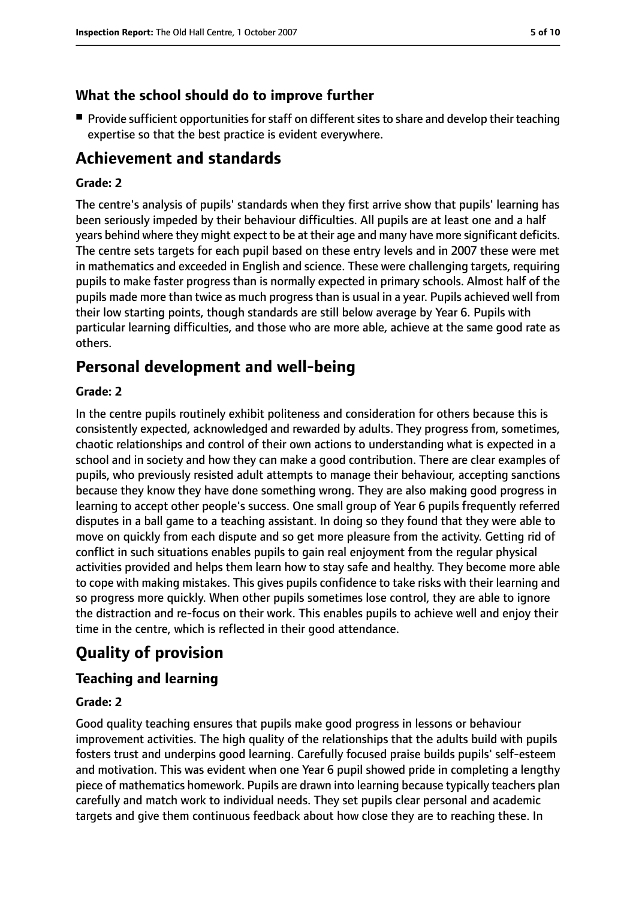### What the school should do to improve further

- Provide sufficient opportunities for staff on different sites to share and develop their teaching expertise so that the best practice is evident everywhere.

## Achievement and standards

**Grade: 2**

The centre's analysis of pupils' standards when they first arrive show that pupils' learning has been seriously impeded by their behaviour difficulties. All pupils are at least one and a half years behind where they might expect to be at their age and many have more significant deficits. The centre sets targets for each pupil based on these entry levels and in 2007 these were met in mathematics and exceeded in English and science. These were challenging targets, requiring pupils to make faster progress than is normally expected in primary schools. Almost half of the pupils made more than twice as much progress than is usual in a year. Pupils achieved well from their low starting points, though standards are still below average by Year 6. Pupils with particular learning difficulties, and those who are more able, achieve at the same good rate as others.

## Personal development and well-being

**Grade: 2**

In the centre pupils routinely exhibit politeness and consideration for others because this is consistently expected, acknowledged and rewarded by adults. They progress from, sometimes, chaotic relationships and control of their own actions to understanding what is expected in a school and in society and how they can make a good contribution. There are clear examples of pupils, who previously resisted adult attempts to manage their behaviour, accepting sanctions because they know they have done something wrong. They are also making good progress in learning to accept other people's success. One small group of Year 6 pupils frequently referred disputes in a ball game to a teaching assistant. In doing so they found that they were able to move on quickly from each dispute and so get more pleasure from the activity. Getting rid of conflict in such situations enables pupils to gain real enjoyment from the regular physical activities provided and helps them learn how to stay safe and healthy. They become more able to cope with making mistakes. This gives pupils confidence to take risks with their learning and so progress more quickly. When other pupils sometimes lose control, they are able to ignore the distraction and re-focus on their work. This enables pupils to achieve well and enjoy their time in the centre, which is reflected in their good attendance.

# Quality of provision

## Teaching and learning

**Grade: 2**

Good quality teaching ensures that pupils make good progress in lessons or behaviour improvement activities. The high quality of the relationships that the adults build with pupils fosters trust and underpins good learning. Carefully focused praise builds pupils' self-esteem and motivation. This was evident when one Year 6 pupil showed pride in completing a lengthy piece of mathematics homework. Pupils are drawn into learning because typically teachers plan carefully and match work to individual needs. They set pupils clear personal and academic targets and give them continuous feedback about how close they are to reaching these. In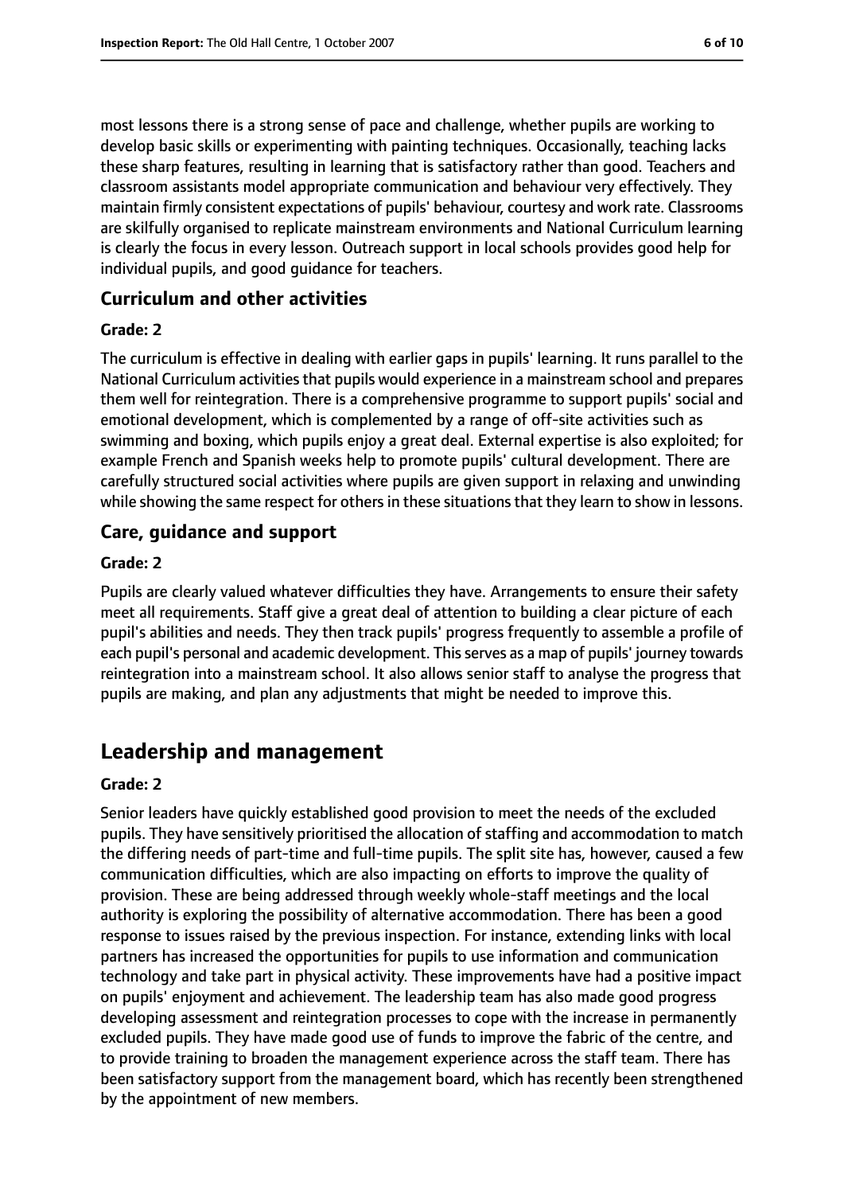most lessons there is a strong sense of pace and challenge, whether pupils are working to develop basic skills or experimenting with painting techniques. Occasionally, teaching lacks these sharp features, resulting in learning that is satisfactory rather than good. Teachers and classroom assistants model appropriate communication and behaviour very effectively. They maintain firmly consistent expectations of pupils' behaviour, courtesy and work rate. Classrooms are skilfully organised to replicate mainstream environments and National Curriculum learning is clearly the focus in every lesson. Outreach support in local schools provides good help for individual pupils, and good guidance for teachers.

### Curriculum and other activities

#### Grade: 2

The curriculum is effective in dealing with earlier gaps in pupils' learning. It runs parallel to the National Curriculum activities that pupils would experience in a mainstream school and prepares them well for reintegration. There is a comprehensive programme to support pupils' social and emotional development, which is complemented by a range of off-site activities such as swimming and boxing, which pupils enjoy a great deal. External expertise is also exploited; for example French and Spanish weeks help to promote pupils' cultural development. There are carefully structured social activities where pupils are given support in relaxing and unwinding while showing the same respect for others in these situations that they learn to show in lessons.

### Care, guidance and support

#### Grade: 2

Pupils are clearly valued whatever difficulties they have. Arrangements to ensure their safety meet all requirements. Staff give a great deal of attention to building a clear picture of each pupil's abilities and needs. They then track pupils' progress frequently to assemble a profile of each pupil's personal and academic development. This serves as a map of pupils' journey towards reintegration into a mainstream school. It also allows senior staff to analyse the progress that pupils are making, and plan any adjustments that might be needed to improve this.

## Leadership and management

#### Grade: 2

Senior leaders have quickly established good provision to meet the needs of the excluded pupils. They have sensitively prioritised the allocation of staffing and accommodation to match the differing needs of part-time and full-time pupils. The split site has, however, caused a few communication difficulties, which are also impacting on efforts to improve the quality of provision. These are being addressed through weekly whole-staff meetings and the local authority is exploring the possibility of alternative accommodation. There has been a good response to issues raised by the previous inspection. For instance, extending links with local partners has increased the opportunities for pupils to use information and communication technology and take part in physical activity. These improvements have had a positive impact on pupils' enjoyment and achievement. The leadership team has also made good progress developing assessment and reintegration processes to cope with the increase in permanently excluded pupils. They have made good use of funds to improve the fabric of the centre, and to provide training to broaden the management experience across the staff team. There has been satisfactory support from the management board, which has recently been strengthened by the appointment of new members.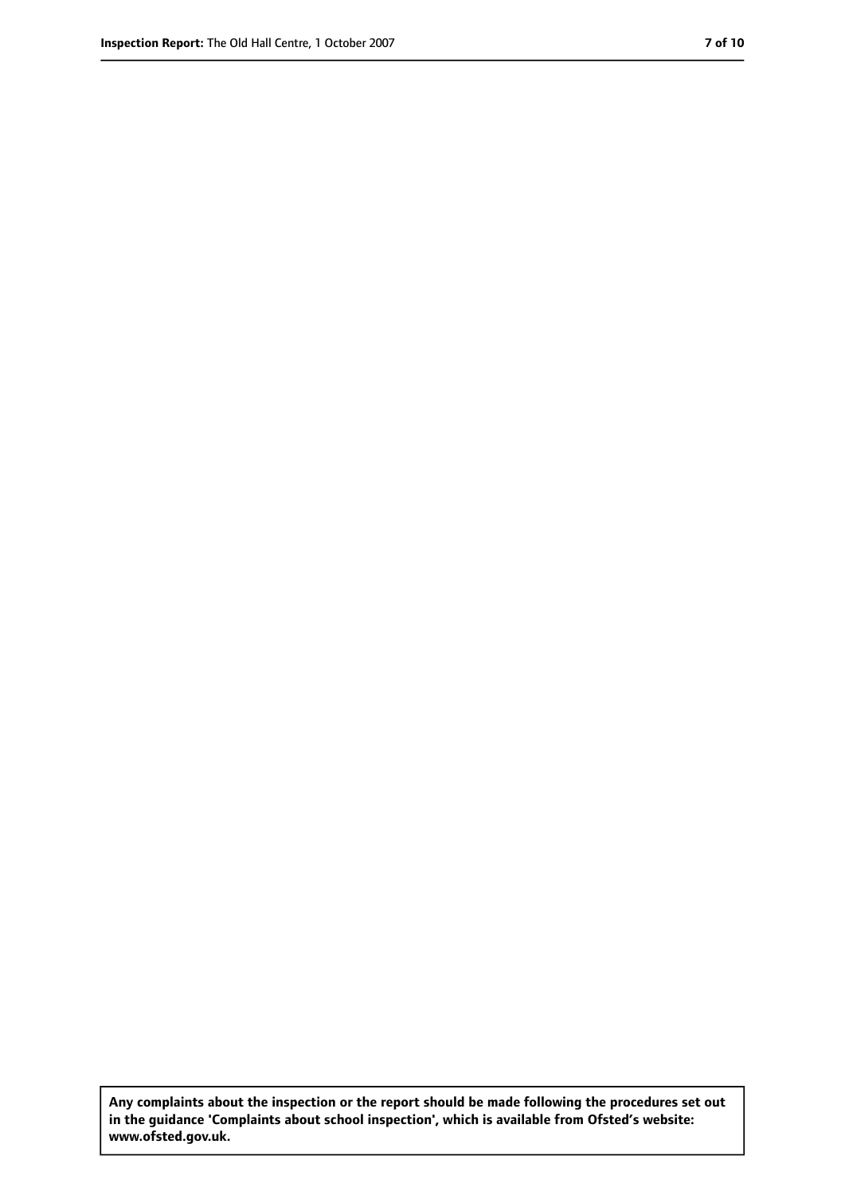**Any complaints about the inspection or the report should be made following the procedures set out in the guidance 'Complaints about school inspection', which is available from Ofsted's website: www.ofsted.gov.uk.**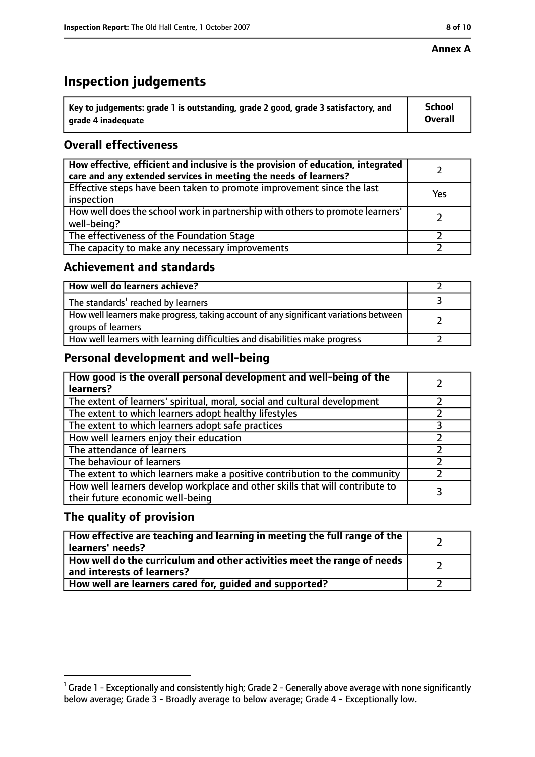**Annex A**

# Inspection judgements

| Key to judgements: grade 1 is outstanding, grade 2 good, grade 3 satisfactory, and grade 4 inadequate | School Overall |
|---|---|

## Overall effectiveness

| | |
|---|---|
| How effective, efficient and inclusive is the provision of education, integrated care and any extended services in meeting the needs of learners? | 2 |
| Effective steps have been taken to promote improvement since the last inspection | Yes |
| How well does the school work in partnership with others to promote learners' well-being? | 2 |
| The effectiveness of the Foundation Stage | 2 |
| The capacity to make any necessary improvements | 2 |

## Achievement and standards

| | |
|---|---|
| How well do learners achieve? | 2 |
| The standards[1] reached by learners | 3 |
| How well learners make progress, taking account of any significant variations between groups of learners | 2 |
| How well learners with learning difficulties and disabilities make progress | 2 |

## Personal development and well-being

| | |
|---|---|
| How good is the overall personal development and well-being of the learners? | 2 |
| The extent of learners' spiritual, moral, social and cultural development | 2 |
| The extent to which learners adopt healthy lifestyles | 2 |
| The extent to which learners adopt safe practices | 3 |
| How well learners enjoy their education | 2 |
| The attendance of learners | 2 |
| The behaviour of learners | 2 |
| The extent to which learners make a positive contribution to the community | 2 |
| How well learners develop workplace and other skills that will contribute to their future economic well-being | 3 |

## The quality of provision

| | |
|---|---|
| How effective are teaching and learning in meeting the full range of the learners' needs? | 2 |
| How well do the curriculum and other activities meet the range of needs and interests of learners? | 2 |
| How well are learners cared for, guided and supported? | 2 |

[1] Grade 1 - Exceptionally and consistently high; Grade 2 - Generally above average with none significantly below average; Grade 3 - Broadly average to below average; Grade 4 - Exceptionally low.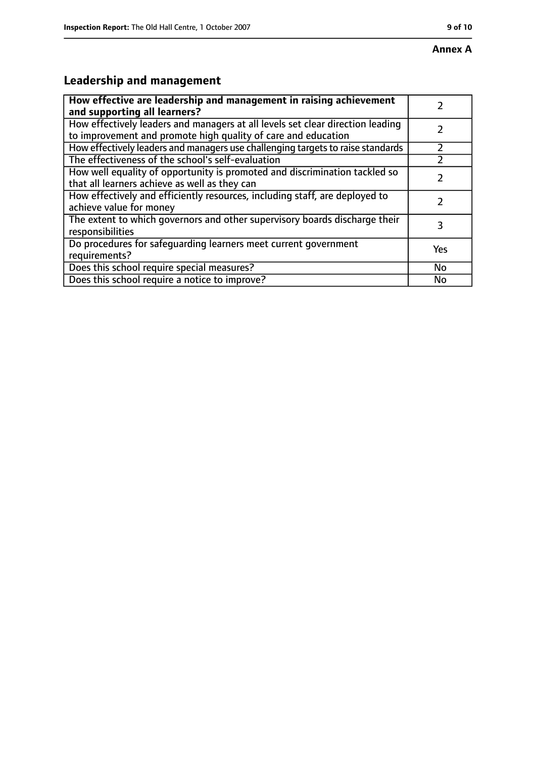**Annex A**

## Leadership and management

| How effective are leadership and management in raising achievement and supporting all learners? | 2 |
|---|---|
| How effectively leaders and managers at all levels set clear direction leading to improvement and promote high quality of care and education | 2 |
| How effectively leaders and managers use challenging targets to raise standards | 2 |
| The effectiveness of the school's self-evaluation | 2 |
| How well equality of opportunity is promoted and discrimination tackled so that all learners achieve as well as they can | 2 |
| How effectively and efficiently resources, including staff, are deployed to achieve value for money | 2 |
| The extent to which governors and other supervisory boards discharge their responsibilities | 3 |
| Do procedures for safeguarding learners meet current government requirements? | Yes |
| Does this school require special measures? | No |
| Does this school require a notice to improve? | No |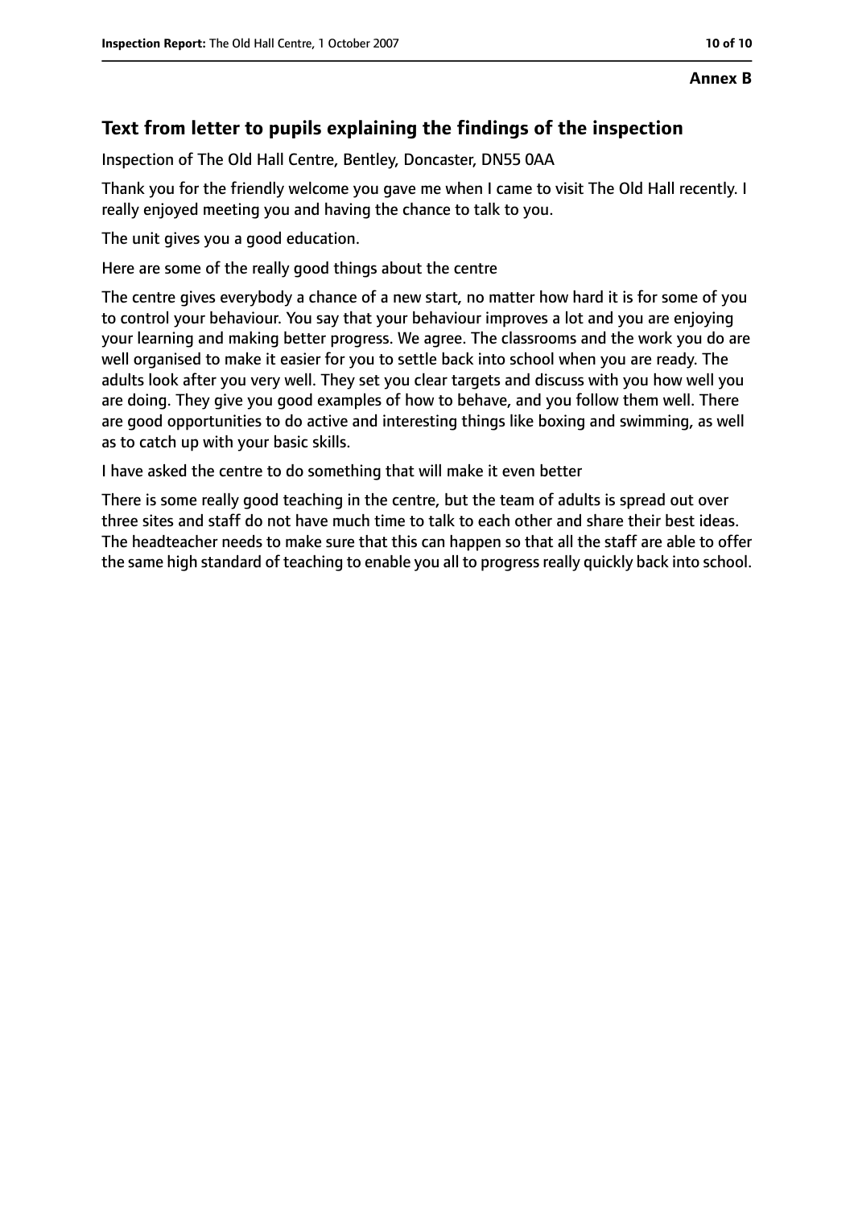**Annex B**

## Text from letter to pupils explaining the findings of the inspection

Inspection of The Old Hall Centre, Bentley, Doncaster, DN55 0AA

Thank you for the friendly welcome you gave me when I came to visit The Old Hall recently. I really enjoyed meeting you and having the chance to talk to you.

The unit gives you a good education.

Here are some of the really good things about the centre

The centre gives everybody a chance of a new start, no matter how hard it is for some of you to control your behaviour. You say that your behaviour improves a lot and you are enjoying your learning and making better progress. We agree. The classrooms and the work you do are well organised to make it easier for you to settle back into school when you are ready. The adults look after you very well. They set you clear targets and discuss with you how well you are doing. They give you good examples of how to behave, and you follow them well. There are good opportunities to do active and interesting things like boxing and swimming, as well as to catch up with your basic skills.

I have asked the centre to do something that will make it even better

There is some really good teaching in the centre, but the team of adults is spread out over three sites and staff do not have much time to talk to each other and share their best ideas. The headteacher needs to make sure that this can happen so that all the staff are able to offer the same high standard of teaching to enable you all to progress really quickly back into school.